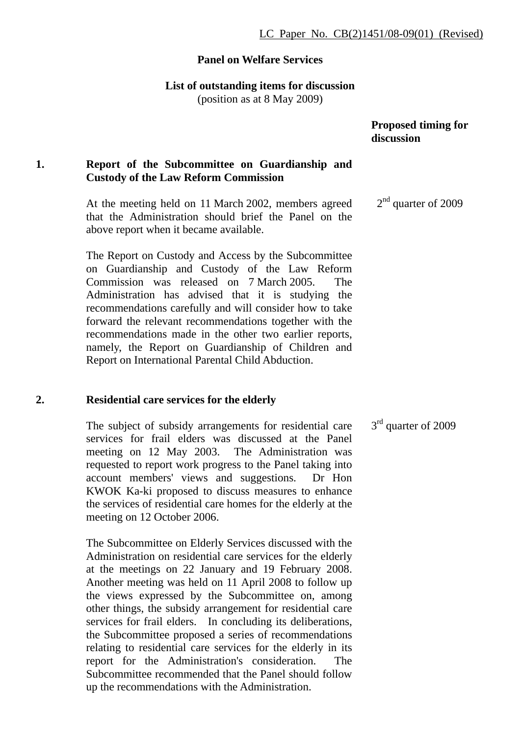LC Paper No. CB(2)1451/08-09(01) (Revised)

**Panel on Welfare Services**

**List of outstanding items for discussion**
(position as at 8 May 2009)

| | | Proposed timing for discussion |
|---|---|---|
| **1.** | **Report of the Subcommittee on Guardianship and Custody of the Law Reform Commission** | |
| | At the meeting held on 11 March 2002, members agreed that the Administration should brief the Panel on the above report when it became available. | 2nd quarter of 2009 |
| | The Report on Custody and Access by the Subcommittee on Guardianship and Custody of the Law Reform Commission was released on 7 March 2005. The Administration has advised that it is studying the recommendations carefully and will consider how to take forward the relevant recommendations together with the recommendations made in the other two earlier reports, namely, the Report on Guardianship of Children and Report on International Parental Child Abduction. | |
| **2.** | **Residential care services for the elderly** | |
| | The subject of subsidy arrangements for residential care services for frail elders was discussed at the Panel meeting on 12 May 2003. The Administration was requested to report work progress to the Panel taking into account members' views and suggestions. Dr Hon KWOK Ka-ki proposed to discuss measures to enhance the services of residential care homes for the elderly at the meeting on 12 October 2006. | 3rd quarter of 2009 |
| | The Subcommittee on Elderly Services discussed with the Administration on residential care services for the elderly at the meetings on 22 January and 19 February 2008. Another meeting was held on 11 April 2008 to follow up the views expressed by the Subcommittee on, among other things, the subsidy arrangement for residential care services for frail elders. In concluding its deliberations, the Subcommittee proposed a series of recommendations relating to residential care services for the elderly in its report for the Administration's consideration. The Subcommittee recommended that the Panel should follow up the recommendations with the Administration. | |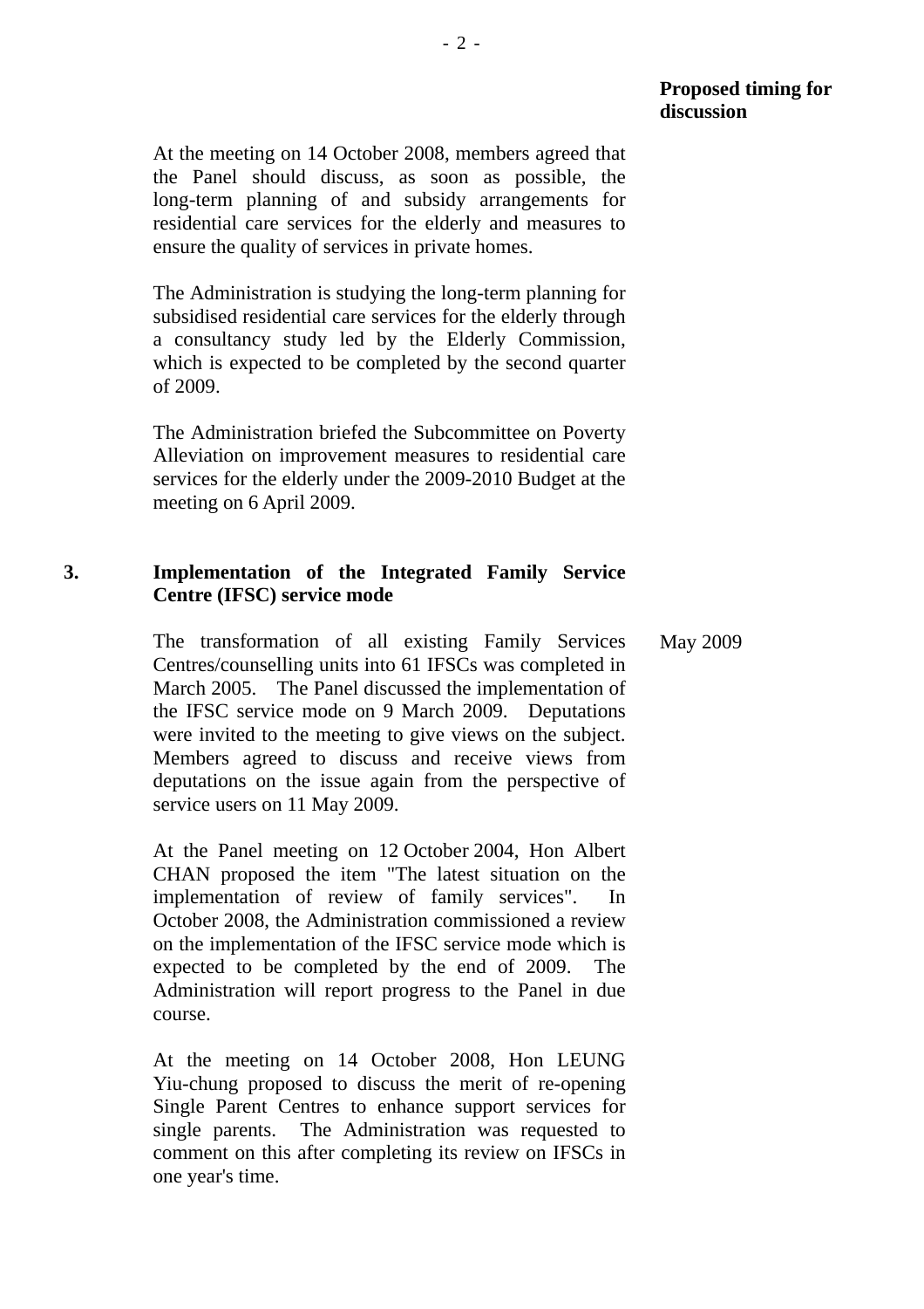**Proposed timing for discussion**

At the meeting on 14 October 2008, members agreed that the Panel should discuss, as soon as possible, the long-term planning of and subsidy arrangements for residential care services for the elderly and measures to ensure the quality of services in private homes.

The Administration is studying the long-term planning for subsidised residential care services for the elderly through a consultancy study led by the Elderly Commission, which is expected to be completed by the second quarter of 2009.

The Administration briefed the Subcommittee on Poverty Alleviation on improvement measures to residential care services for the elderly under the 2009-2010 Budget at the meeting on 6 April 2009.

**3. Implementation of the Integrated Family Service Centre (IFSC) service mode**

The transformation of all existing Family Services Centres/counselling units into 61 IFSCs was completed in March 2005. The Panel discussed the implementation of the IFSC service mode on 9 March 2009. Deputations were invited to the meeting to give views on the subject. Members agreed to discuss and receive views from deputations on the issue again from the perspective of service users on 11 May 2009. — May 2009

At the Panel meeting on 12 October 2004, Hon Albert CHAN proposed the item "The latest situation on the implementation of review of family services". In October 2008, the Administration commissioned a review on the implementation of the IFSC service mode which is expected to be completed by the end of 2009. The Administration will report progress to the Panel in due course.

At the meeting on 14 October 2008, Hon LEUNG Yiu-chung proposed to discuss the merit of re-opening Single Parent Centres to enhance support services for single parents. The Administration was requested to comment on this after completing its review on IFSCs in one year's time.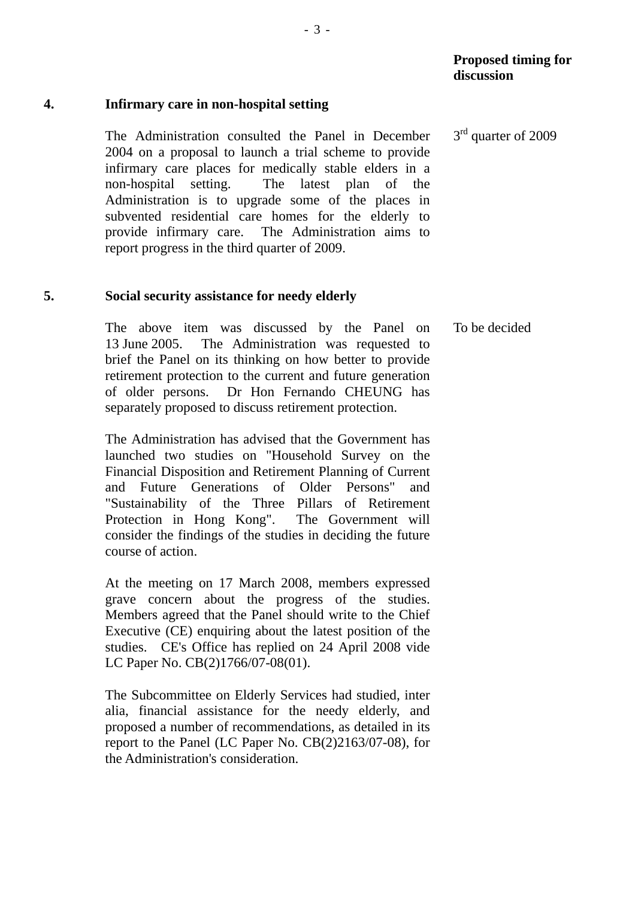**Proposed timing for discussion**

**4. Infirmary care in non-hospital setting**

The Administration consulted the Panel in December 2004 on a proposal to launch a trial scheme to provide infirmary care places for medically stable elders in a non-hospital setting. The latest plan of the Administration is to upgrade some of the places in subvented residential care homes for the elderly to provide infirmary care. The Administration aims to report progress in the third quarter of 2009.

*Proposed timing for discussion:* 3rd quarter of 2009

**5. Social security assistance for needy elderly**

The above item was discussed by the Panel on 13 June 2005. The Administration was requested to brief the Panel on its thinking on how better to provide retirement protection to the current and future generation of older persons. Dr Hon Fernando CHEUNG has separately proposed to discuss retirement protection.

*Proposed timing for discussion:* To be decided

The Administration has advised that the Government has launched two studies on "Household Survey on the Financial Disposition and Retirement Planning of Current and Future Generations of Older Persons" and "Sustainability of the Three Pillars of Retirement Protection in Hong Kong". The Government will consider the findings of the studies in deciding the future course of action.

At the meeting on 17 March 2008, members expressed grave concern about the progress of the studies. Members agreed that the Panel should write to the Chief Executive (CE) enquiring about the latest position of the studies. CE's Office has replied on 24 April 2008 vide LC Paper No. CB(2)1766/07-08(01).

The Subcommittee on Elderly Services had studied, inter alia, financial assistance for the needy elderly, and proposed a number of recommendations, as detailed in its report to the Panel (LC Paper No. CB(2)2163/07-08), for the Administration's consideration.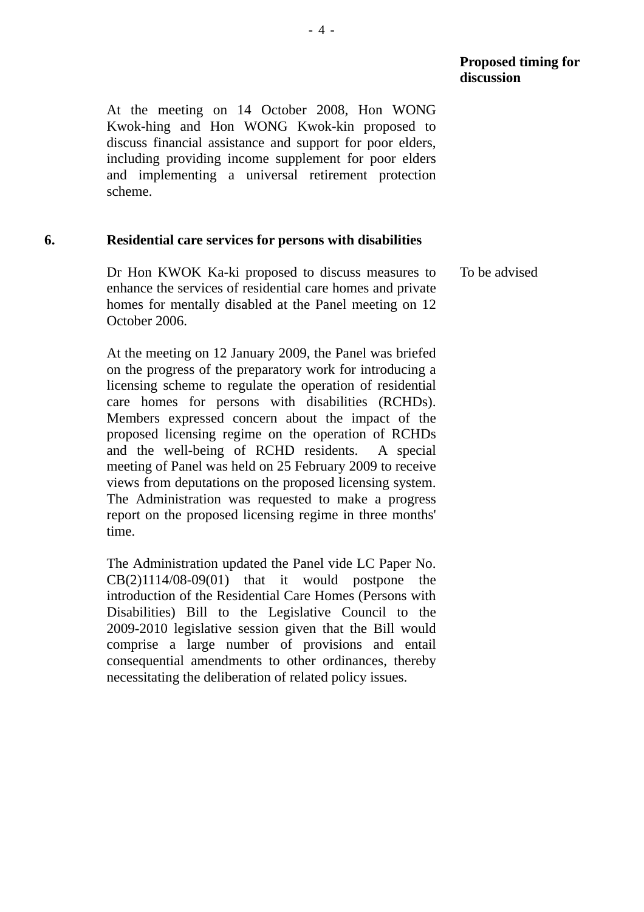**Proposed timing for discussion**

At the meeting on 14 October 2008, Hon WONG Kwok-hing and Hon WONG Kwok-kin proposed to discuss financial assistance and support for poor elders, including providing income supplement for poor elders and implementing a universal retirement protection scheme.

**6. Residential care services for persons with disabilities**

Dr Hon KWOK Ka-ki proposed to discuss measures to enhance the services of residential care homes and private homes for mentally disabled at the Panel meeting on 12 October 2006. — To be advised

At the meeting on 12 January 2009, the Panel was briefed on the progress of the preparatory work for introducing a licensing scheme to regulate the operation of residential care homes for persons with disabilities (RCHDs). Members expressed concern about the impact of the proposed licensing regime on the operation of RCHDs and the well-being of RCHD residents. A special meeting of Panel was held on 25 February 2009 to receive views from deputations on the proposed licensing system. The Administration was requested to make a progress report on the proposed licensing regime in three months' time.

The Administration updated the Panel vide LC Paper No. CB(2)1114/08-09(01) that it would postpone the introduction of the Residential Care Homes (Persons with Disabilities) Bill to the Legislative Council to the 2009-2010 legislative session given that the Bill would comprise a large number of provisions and entail consequential amendments to other ordinances, thereby necessitating the deliberation of related policy issues.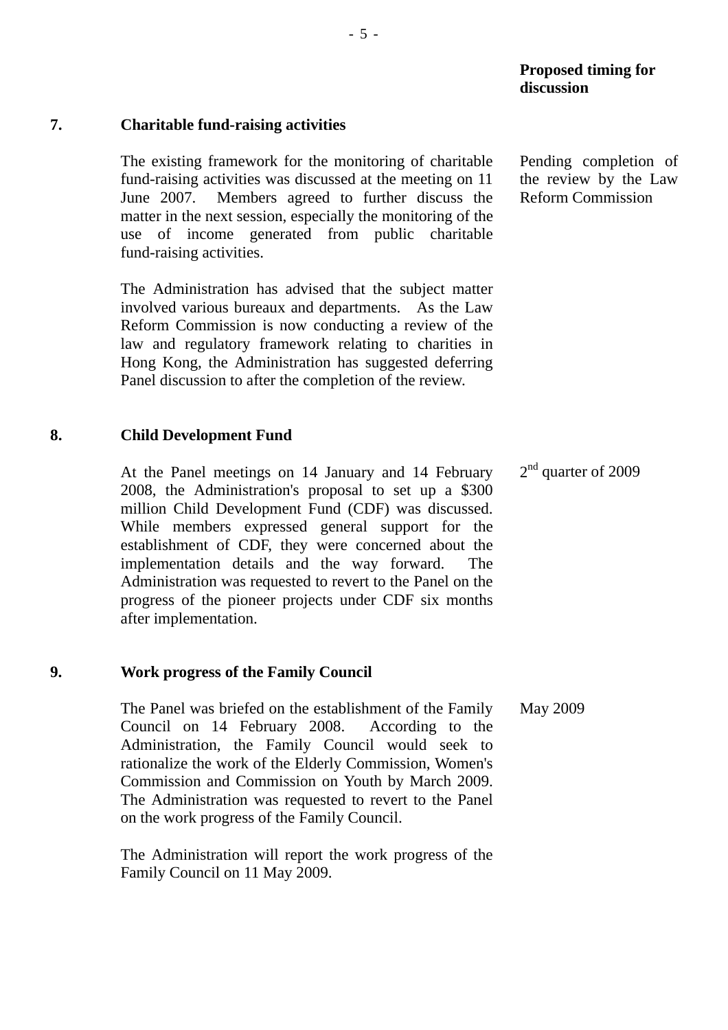| | | Proposed timing for discussion |
|---|---|---|
| **7.** | **Charitable fund-raising activities** | |
| | The existing framework for the monitoring of charitable fund-raising activities was discussed at the meeting on 11 June 2007. Members agreed to further discuss the matter in the next session, especially the monitoring of the use of income generated from public charitable fund-raising activities.<br><br>The Administration has advised that the subject matter involved various bureaux and departments. As the Law Reform Commission is now conducting a review of the law and regulatory framework relating to charities in Hong Kong, the Administration has suggested deferring Panel discussion to after the completion of the review. | Pending completion of the review by the Law Reform Commission |
| **8.** | **Child Development Fund** | |
| | At the Panel meetings on 14 January and 14 February 2008, the Administration's proposal to set up a $300 million Child Development Fund (CDF) was discussed. While members expressed general support for the establishment of CDF, they were concerned about the implementation details and the way forward. The Administration was requested to revert to the Panel on the progress of the pioneer projects under CDF six months after implementation. | 2nd quarter of 2009 |
| **9.** | **Work progress of the Family Council** | |
| | The Panel was briefed on the establishment of the Family Council on 14 February 2008. According to the Administration, the Family Council would seek to rationalize the work of the Elderly Commission, Women's Commission and Commission on Youth by March 2009. The Administration was requested to revert to the Panel on the work progress of the Family Council.<br><br>The Administration will report the work progress of the Family Council on 11 May 2009. | May 2009 |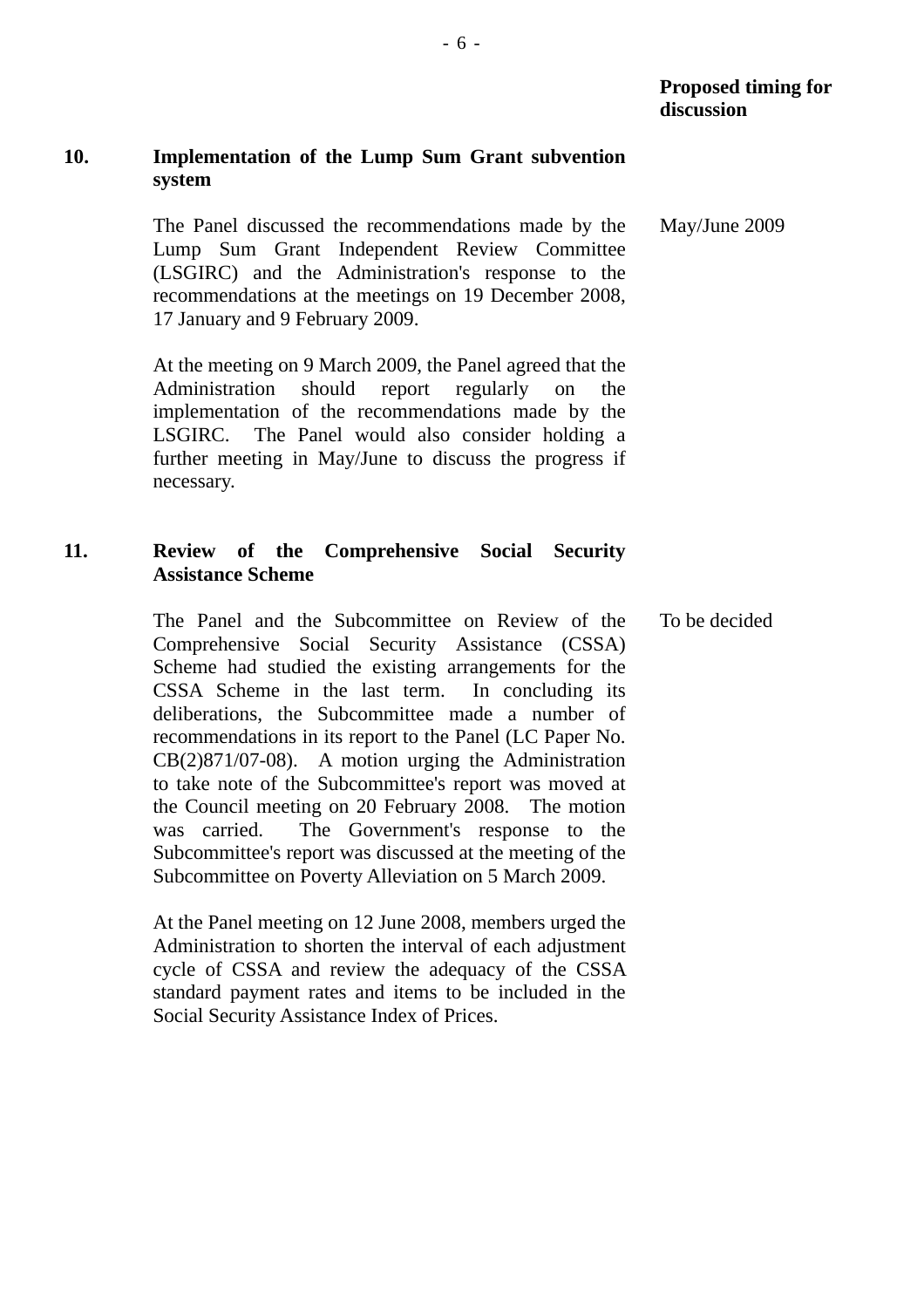**Proposed timing for discussion**

**10. Implementation of the Lump Sum Grant subvention system**

The Panel discussed the recommendations made by the Lump Sum Grant Independent Review Committee (LSGIRC) and the Administration's response to the recommendations at the meetings on 19 December 2008, 17 January and 9 February 2009.

May/June 2009

At the meeting on 9 March 2009, the Panel agreed that the Administration should report regularly on the implementation of the recommendations made by the LSGIRC. The Panel would also consider holding a further meeting in May/June to discuss the progress if necessary.

**11. Review of the Comprehensive Social Security Assistance Scheme**

The Panel and the Subcommittee on Review of the Comprehensive Social Security Assistance (CSSA) Scheme had studied the existing arrangements for the CSSA Scheme in the last term. In concluding its deliberations, the Subcommittee made a number of recommendations in its report to the Panel (LC Paper No. CB(2)871/07-08). A motion urging the Administration to take note of the Subcommittee's report was moved at the Council meeting on 20 February 2008. The motion was carried. The Government's response to the Subcommittee's report was discussed at the meeting of the Subcommittee on Poverty Alleviation on 5 March 2009.

To be decided

At the Panel meeting on 12 June 2008, members urged the Administration to shorten the interval of each adjustment cycle of CSSA and review the adequacy of the CSSA standard payment rates and items to be included in the Social Security Assistance Index of Prices.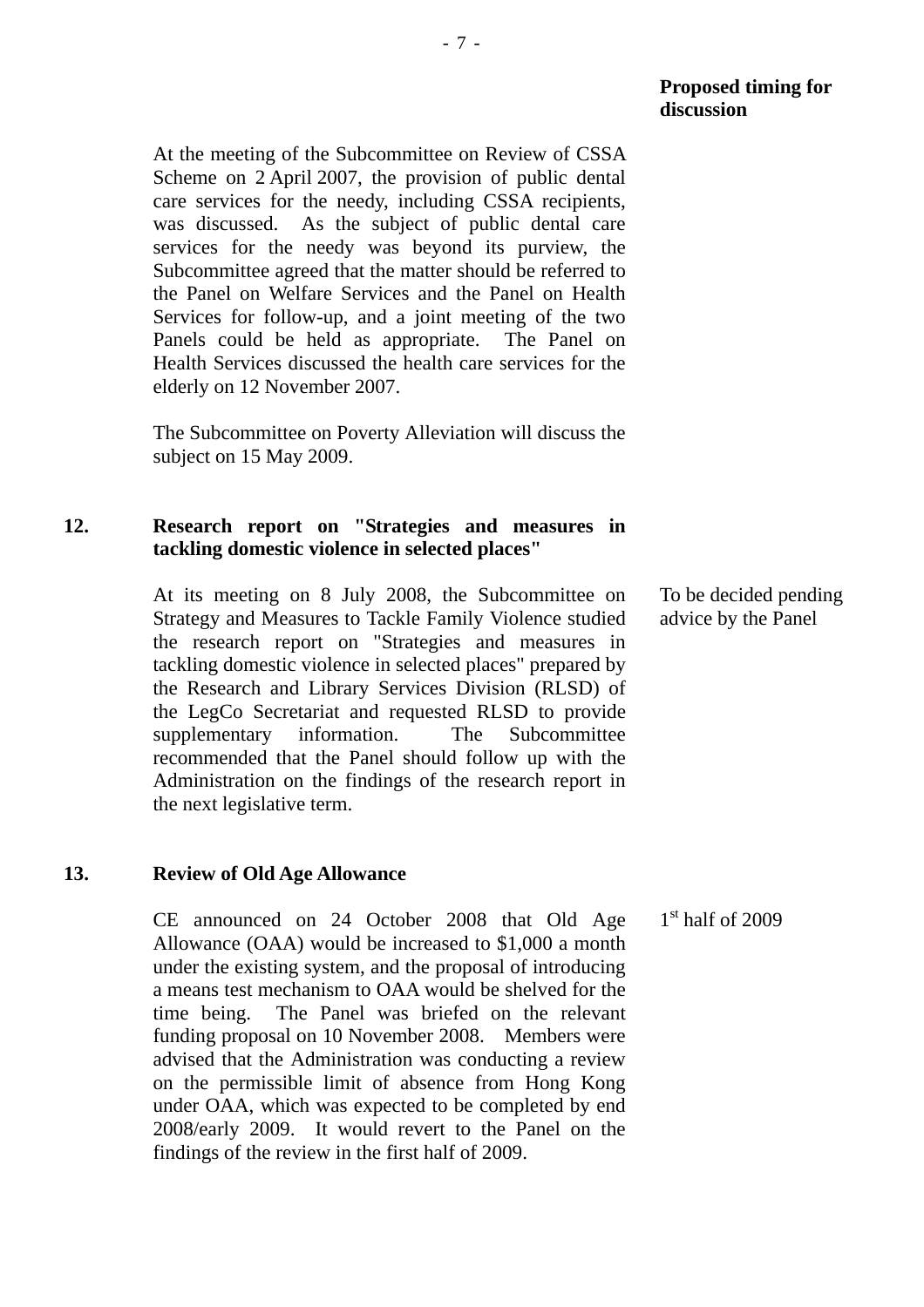**Proposed timing for discussion**

At the meeting of the Subcommittee on Review of CSSA Scheme on 2 April 2007, the provision of public dental care services for the needy, including CSSA recipients, was discussed. As the subject of public dental care services for the needy was beyond its purview, the Subcommittee agreed that the matter should be referred to the Panel on Welfare Services and the Panel on Health Services for follow-up, and a joint meeting of the two Panels could be held as appropriate. The Panel on Health Services discussed the health care services for the elderly on 12 November 2007.

The Subcommittee on Poverty Alleviation will discuss the subject on 15 May 2009.

**12. Research report on "Strategies and measures in tackling domestic violence in selected places"**

At its meeting on 8 July 2008, the Subcommittee on Strategy and Measures to Tackle Family Violence studied the research report on "Strategies and measures in tackling domestic violence in selected places" prepared by the Research and Library Services Division (RLSD) of the LegCo Secretariat and requested RLSD to provide supplementary information. The Subcommittee recommended that the Panel should follow up with the Administration on the findings of the research report in the next legislative term.

*Proposed timing:* To be decided pending advice by the Panel

**13. Review of Old Age Allowance**

CE announced on 24 October 2008 that Old Age Allowance (OAA) would be increased to $1,000 a month under the existing system, and the proposal of introducing a means test mechanism to OAA would be shelved for the time being. The Panel was briefed on the relevant funding proposal on 10 November 2008. Members were advised that the Administration was conducting a review on the permissible limit of absence from Hong Kong under OAA, which was expected to be completed by end 2008/early 2009. It would revert to the Panel on the findings of the review in the first half of 2009.

*Proposed timing:* 1st half of 2009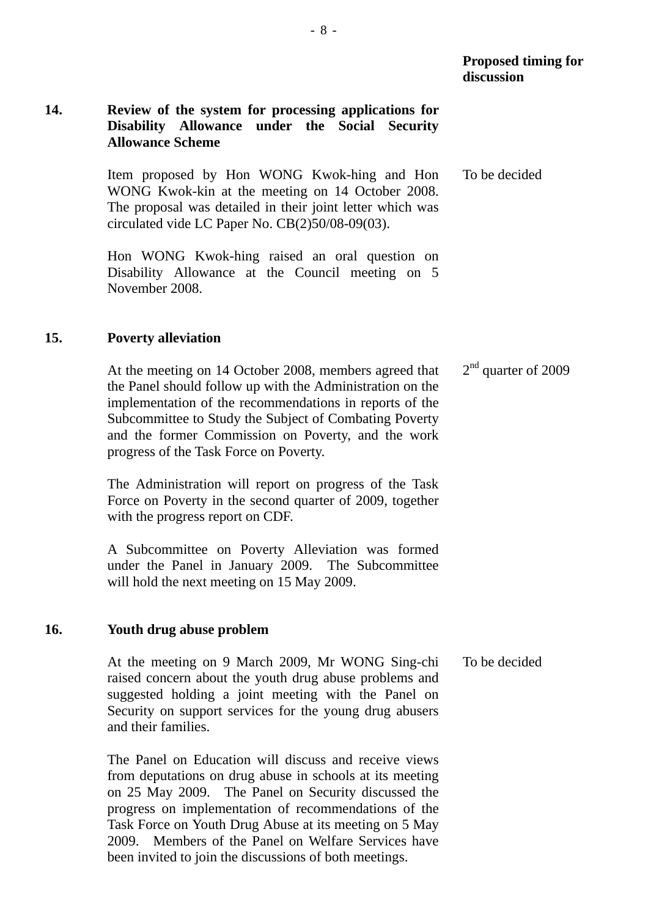| | | Proposed timing for discussion |
|---|---|---|
| **14.** | **Review of the system for processing applications for Disability Allowance under the Social Security Allowance Scheme** | |
| | Item proposed by Hon WONG Kwok-hing and Hon WONG Kwok-kin at the meeting on 14 October 2008. The proposal was detailed in their joint letter which was circulated vide LC Paper No. CB(2)50/08-09(03). | To be decided |
| | Hon WONG Kwok-hing raised an oral question on Disability Allowance at the Council meeting on 5 November 2008. | |
| **15.** | **Poverty alleviation** | |
| | At the meeting on 14 October 2008, members agreed that the Panel should follow up with the Administration on the implementation of the recommendations in reports of the Subcommittee to Study the Subject of Combating Poverty and the former Commission on Poverty, and the work progress of the Task Force on Poverty. | 2nd quarter of 2009 |
| | The Administration will report on progress of the Task Force on Poverty in the second quarter of 2009, together with the progress report on CDF. | |
| | A Subcommittee on Poverty Alleviation was formed under the Panel in January 2009. The Subcommittee will hold the next meeting on 15 May 2009. | |
| **16.** | **Youth drug abuse problem** | |
| | At the meeting on 9 March 2009, Mr WONG Sing-chi raised concern about the youth drug abuse problems and suggested holding a joint meeting with the Panel on Security on support services for the young drug abusers and their families. | To be decided |
| | The Panel on Education will discuss and receive views from deputations on drug abuse in schools at its meeting on 25 May 2009. The Panel on Security discussed the progress on implementation of recommendations of the Task Force on Youth Drug Abuse at its meeting on 5 May 2009. Members of the Panel on Welfare Services have been invited to join the discussions of both meetings. | |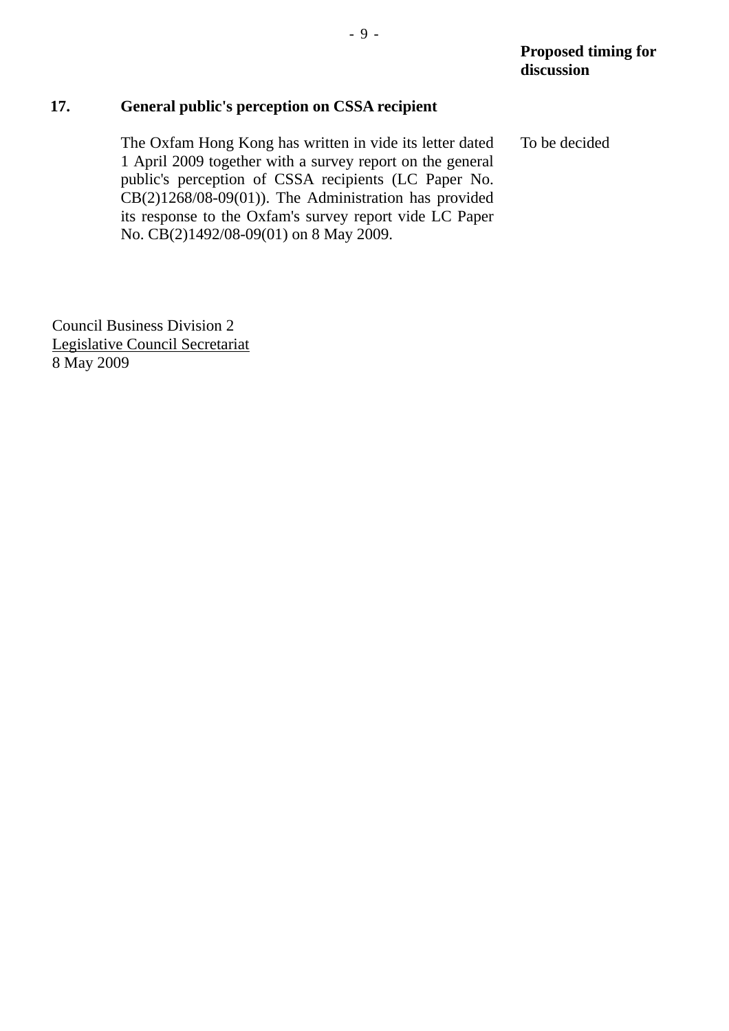**Proposed timing for discussion**

**17. General public's perception on CSSA recipient**

The Oxfam Hong Kong has written in vide its letter dated 1 April 2009 together with a survey report on the general public's perception of CSSA recipients (LC Paper No. CB(2)1268/08-09(01)). The Administration has provided its response to the Oxfam's survey report vide LC Paper No. CB(2)1492/08-09(01) on 8 May 2009.

To be decided

Council Business Division 2
Legislative Council Secretariat
8 May 2009